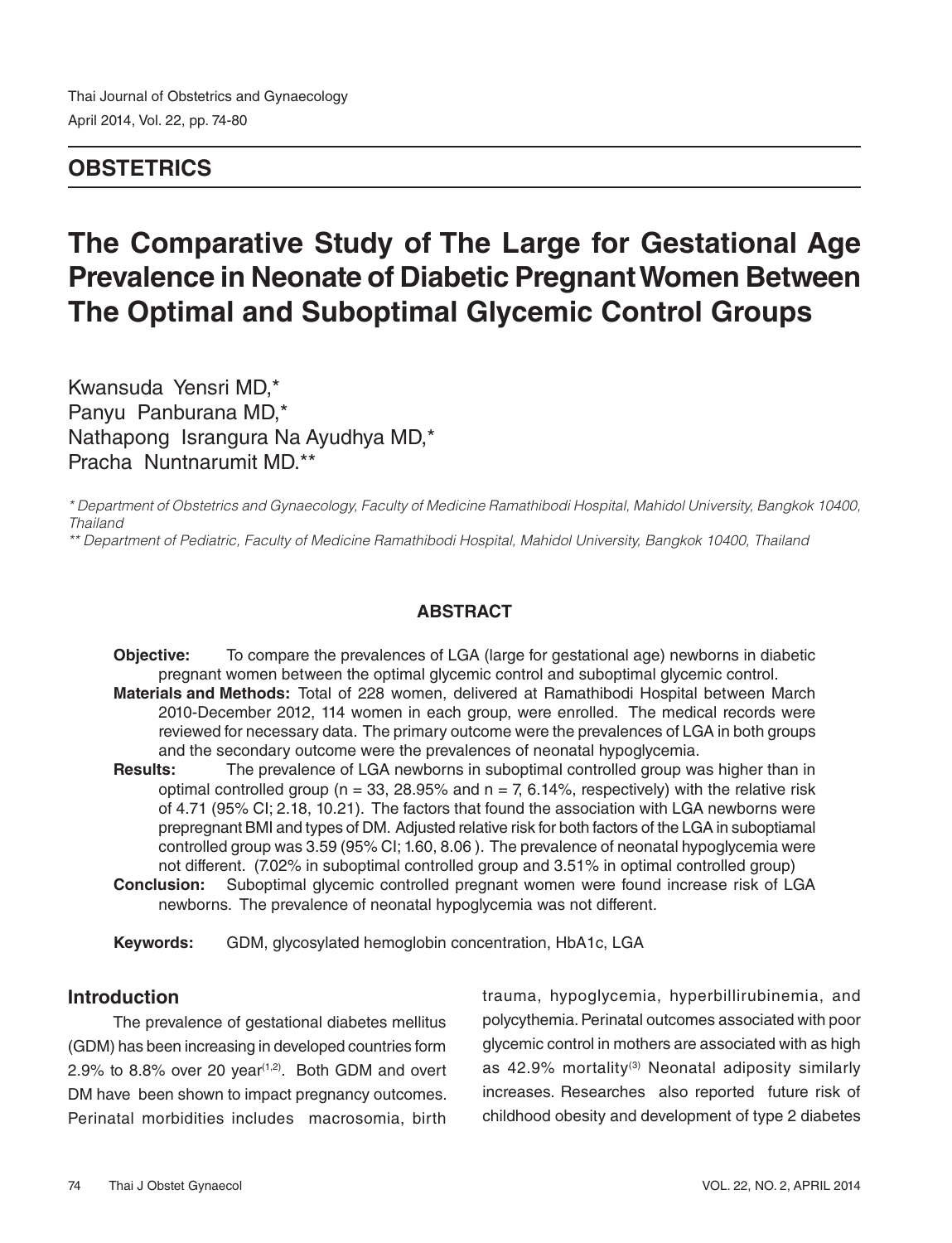**OBSTETRICS**

# The Comparative Study of The Large for Gestational Age Prevalence in Neonate of Diabetic Pregnant Women Between The Optimal and Suboptimal Glycemic Control Groups

Kwansuda Yensri MD,*
Panyu Panburana MD,*
Nathapong Israngura Na Ayudhya MD,*
Pracha Nuntnarumit MD.**

*\* Department of Obstetrics and Gynaecology, Faculty of Medicine Ramathibodi Hospital, Mahidol University, Bangkok 10400, Thailand*

*\*\* Department of Pediatric, Faculty of Medicine Ramathibodi Hospital, Mahidol University, Bangkok 10400, Thailand*

## ABSTRACT

**Objective:** To compare the prevalences of LGA (large for gestational age) newborns in diabetic pregnant women between the optimal glycemic control and suboptimal glycemic control.

**Materials and Methods:** Total of 228 women, delivered at Ramathibodi Hospital between March 2010-December 2012, 114 women in each group, were enrolled. The medical records were reviewed for necessary data. The primary outcome were the prevalences of LGA in both groups and the secondary outcome were the prevalences of neonatal hypoglycemia.

**Results:** The prevalence of LGA newborns in suboptimal controlled group was higher than in optimal controlled group (n = 33, 28.95% and n = 7, 6.14%, respectively) with the relative risk of 4.71 (95% CI; 2.18, 10.21). The factors that found the association with LGA newborns were prepregnant BMI and types of DM. Adjusted relative risk for both factors of the LGA in suboptiamal controlled group was 3.59 (95% CI; 1.60, 8.06 ). The prevalence of neonatal hypoglycemia were not different. (7.02% in suboptimal controlled group and 3.51% in optimal controlled group)

**Conclusion:** Suboptimal glycemic controlled pregnant women were found increase risk of LGA newborns. The prevalence of neonatal hypoglycemia was not different.

**Keywords:** GDM, glycosylated hemoglobin concentration, HbA1c, LGA

## Introduction

The prevalence of gestational diabetes mellitus (GDM) has been increasing in developed countries form 2.9% to 8.8% over 20 year[1,2]. Both GDM and overt DM have been shown to impact pregnancy outcomes. Perinatal morbidities includes macrosomia, birth trauma, hypoglycemia, hyperbillirubinemia, and polycythemia. Perinatal outcomes associated with poor glycemic control in mothers are associated with as high as 42.9% mortality[3] Neonatal adiposity similarly increases. Researches also reported future risk of childhood obesity and development of type 2 diabetes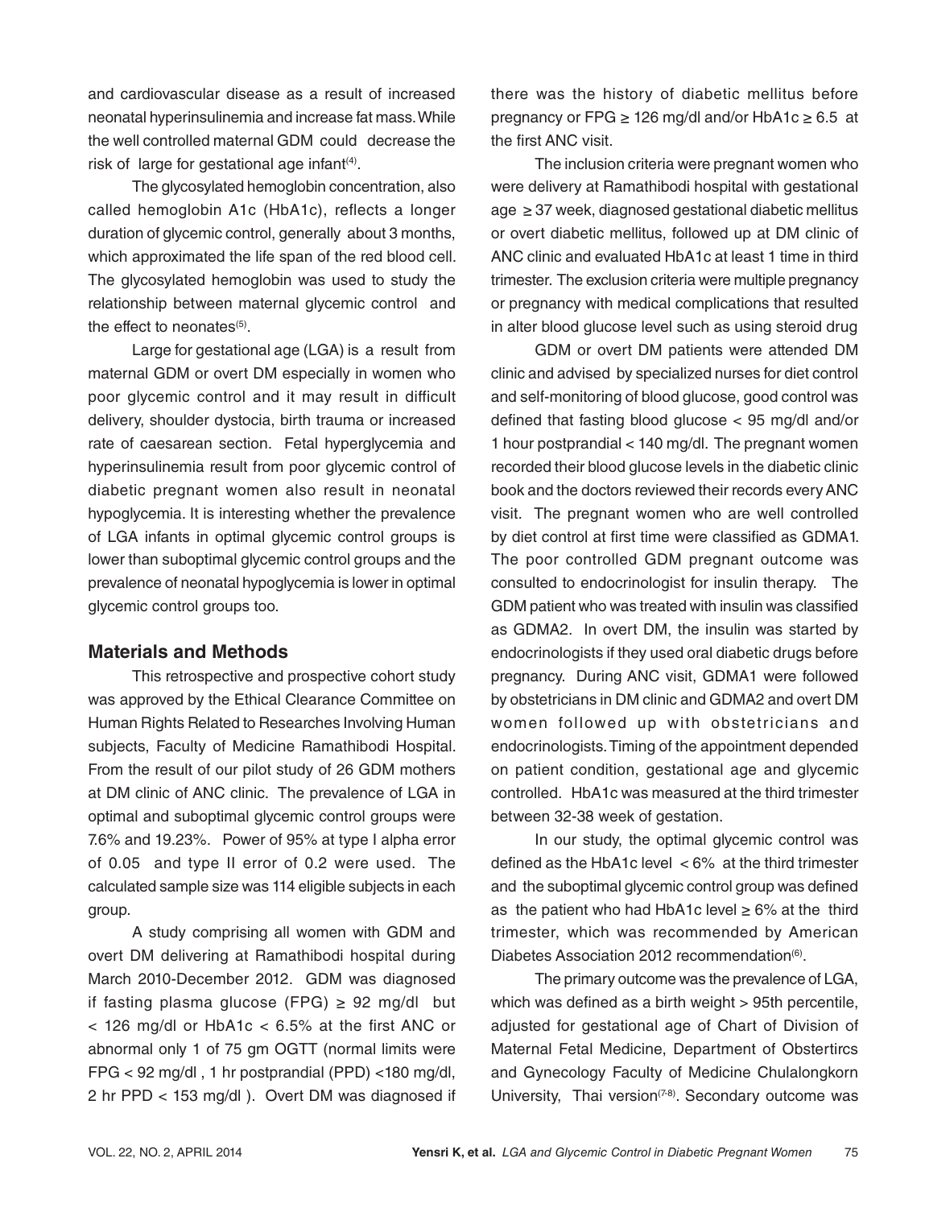and cardiovascular disease as a result of increased neonatal hyperinsulinemia and increase fat mass. While the well controlled maternal GDM could decrease the risk of large for gestational age infant[4].

The glycosylated hemoglobin concentration, also called hemoglobin A1c (HbA1c), reflects a longer duration of glycemic control, generally about 3 months, which approximated the life span of the red blood cell. The glycosylated hemoglobin was used to study the relationship between maternal glycemic control and the effect to neonates[5].

Large for gestational age (LGA) is a result from maternal GDM or overt DM especially in women who poor glycemic control and it may result in difficult delivery, shoulder dystocia, birth trauma or increased rate of caesarean section. Fetal hyperglycemia and hyperinsulinemia result from poor glycemic control of diabetic pregnant women also result in neonatal hypoglycemia. It is interesting whether the prevalence of LGA infants in optimal glycemic control groups is lower than suboptimal glycemic control groups and the prevalence of neonatal hypoglycemia is lower in optimal glycemic control groups too.

## Materials and Methods

This retrospective and prospective cohort study was approved by the Ethical Clearance Committee on Human Rights Related to Researches Involving Human subjects, Faculty of Medicine Ramathibodi Hospital. From the result of our pilot study of 26 GDM mothers at DM clinic of ANC clinic. The prevalence of LGA in optimal and suboptimal glycemic control groups were 7.6% and 19.23%. Power of 95% at type I alpha error of 0.05 and type II error of 0.2 were used. The calculated sample size was 114 eligible subjects in each group.

A study comprising all women with GDM and overt DM delivering at Ramathibodi hospital during March 2010-December 2012. GDM was diagnosed if fasting plasma glucose (FPG) ≥ 92 mg/dl but < 126 mg/dl or HbA1c < 6.5% at the first ANC or abnormal only 1 of 75 gm OGTT (normal limits were FPG < 92 mg/dl , 1 hr postprandial (PPD) <180 mg/dl, 2 hr PPD < 153 mg/dl ). Overt DM was diagnosed if there was the history of diabetic mellitus before pregnancy or FPG ≥ 126 mg/dl and/or HbA1c ≥ 6.5 at the first ANC visit.

The inclusion criteria were pregnant women who were delivery at Ramathibodi hospital with gestational age ≥ 37 week, diagnosed gestational diabetic mellitus or overt diabetic mellitus, followed up at DM clinic of ANC clinic and evaluated HbA1c at least 1 time in third trimester. The exclusion criteria were multiple pregnancy or pregnancy with medical complications that resulted in alter blood glucose level such as using steroid drug

GDM or overt DM patients were attended DM clinic and advised by specialized nurses for diet control and self-monitoring of blood glucose, good control was defined that fasting blood glucose < 95 mg/dl and/or 1 hour postprandial < 140 mg/dl. The pregnant women recorded their blood glucose levels in the diabetic clinic book and the doctors reviewed their records every ANC visit. The pregnant women who are well controlled by diet control at first time were classified as GDMA1. The poor controlled GDM pregnant outcome was consulted to endocrinologist for insulin therapy. The GDM patient who was treated with insulin was classified as GDMA2. In overt DM, the insulin was started by endocrinologists if they used oral diabetic drugs before pregnancy. During ANC visit, GDMA1 were followed by obstetricians in DM clinic and GDMA2 and overt DM women followed up with obstetricians and endocrinologists. Timing of the appointment depended on patient condition, gestational age and glycemic controlled. HbA1c was measured at the third trimester between 32-38 week of gestation.

In our study, the optimal glycemic control was defined as the HbA1c level < 6% at the third trimester and the suboptimal glycemic control group was defined as the patient who had HbA1c level ≥ 6% at the third trimester, which was recommended by American Diabetes Association 2012 recommendation[6].

The primary outcome was the prevalence of LGA, which was defined as a birth weight > 95th percentile, adjusted for gestational age of Chart of Division of Maternal Fetal Medicine, Department of Obstertircs and Gynecology Faculty of Medicine Chulalongkorn University, Thai version[7-8]. Secondary outcome was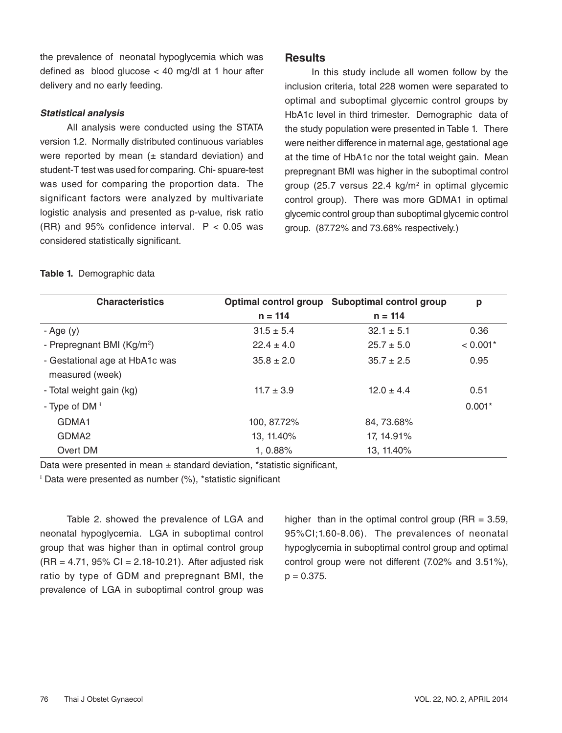the prevalence of neonatal hypoglycemia which was defined as blood glucose < 40 mg/dl at 1 hour after delivery and no early feeding.

### *Statistical analysis*

All analysis were conducted using the STATA version 1.2. Normally distributed continuous variables were reported by mean (± standard deviation) and student-T test was used for comparing. Chi- spuare-test was used for comparing the proportion data. The significant factors were analyzed by multivariate logistic analysis and presented as p-value, risk ratio (RR) and 95% confidence interval. P < 0.05 was considered statistically significant.

## Results

In this study include all women follow by the inclusion criteria, total 228 women were separated to optimal and suboptimal glycemic control groups by HbA1c level in third trimester. Demographic data of the study population were presented in Table 1. There were neither difference in maternal age, gestational age at the time of HbA1c nor the total weight gain. Mean prepregnant BMI was higher in the suboptimal control group (25.7 versus 22.4 kg/m$^2$ in optimal glycemic control group). There was more GDMA1 in optimal glycemic control group than suboptimal glycemic control group. (87.72% and 73.68% respectively.)

**Table 1.** Demographic data

| Characteristics | Optimal control group n = 114 | Suboptimal control group n = 114 | p |
|---|---|---|---|
| - Age (y) | 31.5 ± 5.4 | 32.1 ± 5.1 | 0.36 |
| - Prepregnant BMI (Kg/m$^2$) | 22.4 ± 4.0 | 25.7 ± 5.0 | < 0.001* |
| - Gestational age at HbA1c was measured (week) | 35.8 ± 2.0 | 35.7 ± 2.5 | 0.95 |
| - Total weight gain (kg) | 11.7 ± 3.9 | 12.0 ± 4.4 | 0.51 |
| - Type of DM ⁱ | | | 0.001* |
| GDMA1 | 100, 87.72% | 84, 73.68% | |
| GDMA2 | 13, 11.40% | 17, 14.91% | |
| Overt DM | 1, 0.88% | 13, 11.40% | |

Data were presented in mean ± standard deviation, *statistic significant,

ⁱ Data were presented as number (%), *statistic significant

Table 2. showed the prevalence of LGA and neonatal hypoglycemia. LGA in suboptimal control group that was higher than in optimal control group (RR = 4.71, 95% CI = 2.18-10.21). After adjusted risk ratio by type of GDM and prepregnant BMI, the prevalence of LGA in suboptimal control group was higher than in the optimal control group (RR = 3.59, 95%CI;1.60-8.06). The prevalences of neonatal hypoglycemia in suboptimal control group and optimal control group were not different (7.02% and 3.51%), p = 0.375.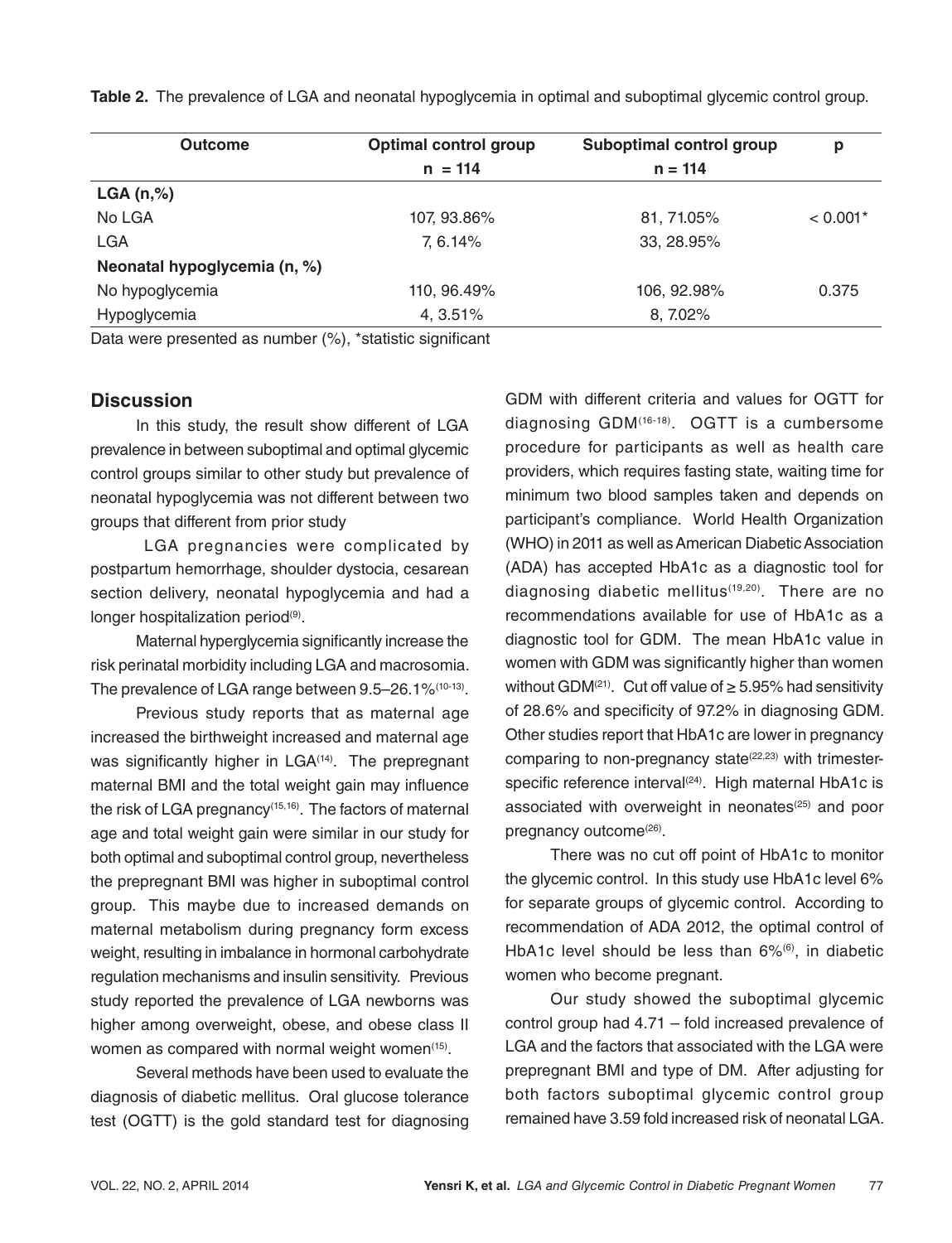**Table 2.** The prevalence of LGA and neonatal hypoglycemia in optimal and suboptimal glycemic control group.

| Outcome | Optimal control group n = 114 | Suboptimal control group n = 114 | p |
|---|---|---|---|
| **LGA (n,%)** | | | |
| No LGA | 107, 93.86% | 81, 71.05% | < 0.001* |
| LGA | 7, 6.14% | 33, 28.95% | |
| **Neonatal hypoglycemia (n, %)** | | | |
| No hypoglycemia | 110, 96.49% | 106, 92.98% | 0.375 |
| Hypoglycemia | 4, 3.51% | 8, 7.02% | |

Data were presented as number (%), *statistic significant

## Discussion

In this study, the result show different of LGA prevalence in between suboptimal and optimal glycemic control groups similar to other study but prevalence of neonatal hypoglycemia was not different between two groups that different from prior study

LGA pregnancies were complicated by postpartum hemorrhage, shoulder dystocia, cesarean section delivery, neonatal hypoglycemia and had a longer hospitalization period[9].

Maternal hyperglycemia significantly increase the risk perinatal morbidity including LGA and macrosomia. The prevalence of LGA range between 9.5–26.1%[10-13].

Previous study reports that as maternal age increased the birthweight increased and maternal age was significantly higher in LGA[14]. The prepregnant maternal BMI and the total weight gain may influence the risk of LGA pregnancy[15,16]. The factors of maternal age and total weight gain were similar in our study for both optimal and suboptimal control group, nevertheless the prepregnant BMI was higher in suboptimal control group. This maybe due to increased demands on maternal metabolism during pregnancy form excess weight, resulting in imbalance in hormonal carbohydrate regulation mechanisms and insulin sensitivity. Previous study reported the prevalence of LGA newborns was higher among overweight, obese, and obese class II women as compared with normal weight women[15].

Several methods have been used to evaluate the diagnosis of diabetic mellitus. Oral glucose tolerance test (OGTT) is the gold standard test for diagnosing GDM with different criteria and values for OGTT for diagnosing GDM[16-18]. OGTT is a cumbersome procedure for participants as well as health care providers, which requires fasting state, waiting time for minimum two blood samples taken and depends on participant's compliance. World Health Organization (WHO) in 2011 as well as American Diabetic Association (ADA) has accepted HbA1c as a diagnostic tool for diagnosing diabetic mellitus[19,20]. There are no recommendations available for use of HbA1c as a diagnostic tool for GDM. The mean HbA1c value in women with GDM was significantly higher than women without GDM[21]. Cut off value of ≥ 5.95% had sensitivity of 28.6% and specificity of 97.2% in diagnosing GDM. Other studies report that HbA1c are lower in pregnancy comparing to non-pregnancy state[22,23] with trimester-specific reference interval[24]. High maternal HbA1c is associated with overweight in neonates[25] and poor pregnancy outcome[26].

There was no cut off point of HbA1c to monitor the glycemic control. In this study use HbA1c level 6% for separate groups of glycemic control. According to recommendation of ADA 2012, the optimal control of HbA1c level should be less than 6%[6], in diabetic women who become pregnant.

Our study showed the suboptimal glycemic control group had 4.71 – fold increased prevalence of LGA and the factors that associated with the LGA were prepregnant BMI and type of DM. After adjusting for both factors suboptimal glycemic control group remained have 3.59 fold increased risk of neonatal LGA.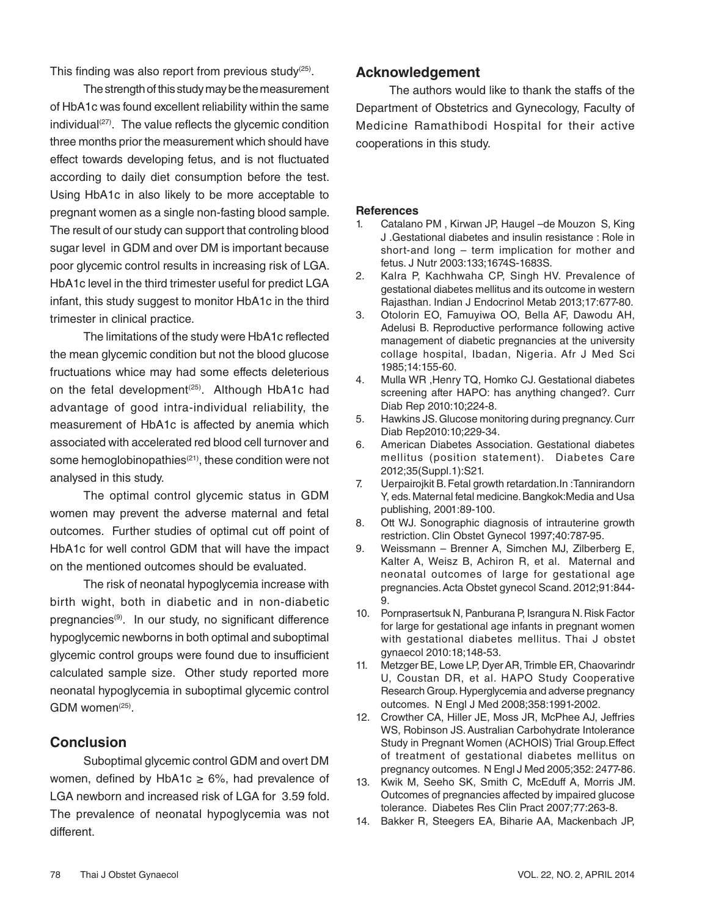This finding was also report from previous study[25].

The strength of this study may be the measurement of HbA1c was found excellent reliability within the same individual[27]. The value reflects the glycemic condition three months prior the measurement which should have effect towards developing fetus, and is not fluctuated according to daily diet consumption before the test. Using HbA1c in also likely to be more acceptable to pregnant women as a single non-fasting blood sample. The result of our study can support that controling blood sugar level in GDM and over DM is important because poor glycemic control results in increasing risk of LGA. HbA1c level in the third trimester useful for predict LGA infant, this study suggest to monitor HbA1c in the third trimester in clinical practice.

The limitations of the study were HbA1c reflected the mean glycemic condition but not the blood glucose fructuations whice may had some effects deleterious on the fetal development[25]. Although HbA1c had advantage of good intra-individual reliability, the measurement of HbA1c is affected by anemia which associated with accelerated red blood cell turnover and some hemoglobinopathies[21], these condition were not analysed in this study.

The optimal control glycemic status in GDM women may prevent the adverse maternal and fetal outcomes. Further studies of optimal cut off point of HbA1c for well control GDM that will have the impact on the mentioned outcomes should be evaluated.

The risk of neonatal hypoglycemia increase with birth wight, both in diabetic and in non-diabetic pregnancies[9]. In our study, no significant difference hypoglycemic newborns in both optimal and suboptimal glycemic control groups were found due to insufficient calculated sample size. Other study reported more neonatal hypoglycemia in suboptimal glycemic control GDM women[25].

## Conclusion

Suboptimal glycemic control GDM and overt DM women, defined by HbA1c $\geq$ 6%, had prevalence of LGA newborn and increased risk of LGA for 3.59 fold. The prevalence of neonatal hypoglycemia was not different.

## Acknowledgement

The authors would like to thank the staffs of the Department of Obstetrics and Gynecology, Faculty of Medicine Ramathibodi Hospital for their active cooperations in this study.

### References

1. Catalano PM , Kirwan JP, Haugel –de Mouzon S, King J .Gestational diabetes and insulin resistance : Role in short-and long – term implication for mother and fetus. J Nutr 2003:133;1674S-1683S.
2. Kalra P, Kachhwaha CP, Singh HV. Prevalence of gestational diabetes mellitus and its outcome in western Rajasthan. Indian J Endocrinol Metab 2013;17:677-80.
3. Otolorin EO, Famuyiwa OO, Bella AF, Dawodu AH, Adelusi B. Reproductive performance following active management of diabetic pregnancies at the university collage hospital, Ibadan, Nigeria. Afr J Med Sci 1985;14:155-60.
4. Mulla WR ,Henry TQ, Homko CJ. Gestational diabetes screening after HAPO: has anything changed?. Curr Diab Rep 2010:10;224-8.
5. Hawkins JS. Glucose monitoring during pregnancy. Curr Diab Rep2010:10;229-34.
6. American Diabetes Association. Gestational diabetes mellitus (position statement). Diabetes Care 2012;35(Suppl.1):S21.
7. Uerpairojkit B. Fetal growth retardation.In :Tannirandorn Y, eds. Maternal fetal medicine. Bangkok:Media and Usa publishing, 2001:89-100.
8. Ott WJ. Sonographic diagnosis of intrauterine growth restriction. Clin Obstet Gynecol 1997;40:787-95.
9. Weissmann – Brenner A, Simchen MJ, Zilberberg E, Kalter A, Weisz B, Achiron R, et al. Maternal and neonatal outcomes of large for gestational age pregnancies. Acta Obstet gynecol Scand. 2012;91:844-9.
10. Pornprasertsuk N, Panburana P, Israngura N. Risk Factor for large for gestational age infants in pregnant women with gestational diabetes mellitus. Thai J obstet gynaecol 2010:18;148-53.
11. Metzger BE, Lowe LP, Dyer AR, Trimble ER, Chaovarindr U, Coustan DR, et al. HAPO Study Cooperative Research Group. Hyperglycemia and adverse pregnancy outcomes. N Engl J Med 2008;358:1991-2002.
12. Crowther CA, Hiller JE, Moss JR, McPhee AJ, Jeffries WS, Robinson JS. Australian Carbohydrate Intolerance Study in Pregnant Women (ACHOIS) Trial Group.Effect of treatment of gestational diabetes mellitus on pregnancy outcomes. N Engl J Med 2005;352: 2477-86.
13. Kwik M, Seeho SK, Smith C, McEduff A, Morris JM. Outcomes of pregnancies affected by impaired glucose tolerance. Diabetes Res Clin Pract 2007;77:263-8.
14. Bakker R, Steegers EA, Biharie AA, Mackenbach JP,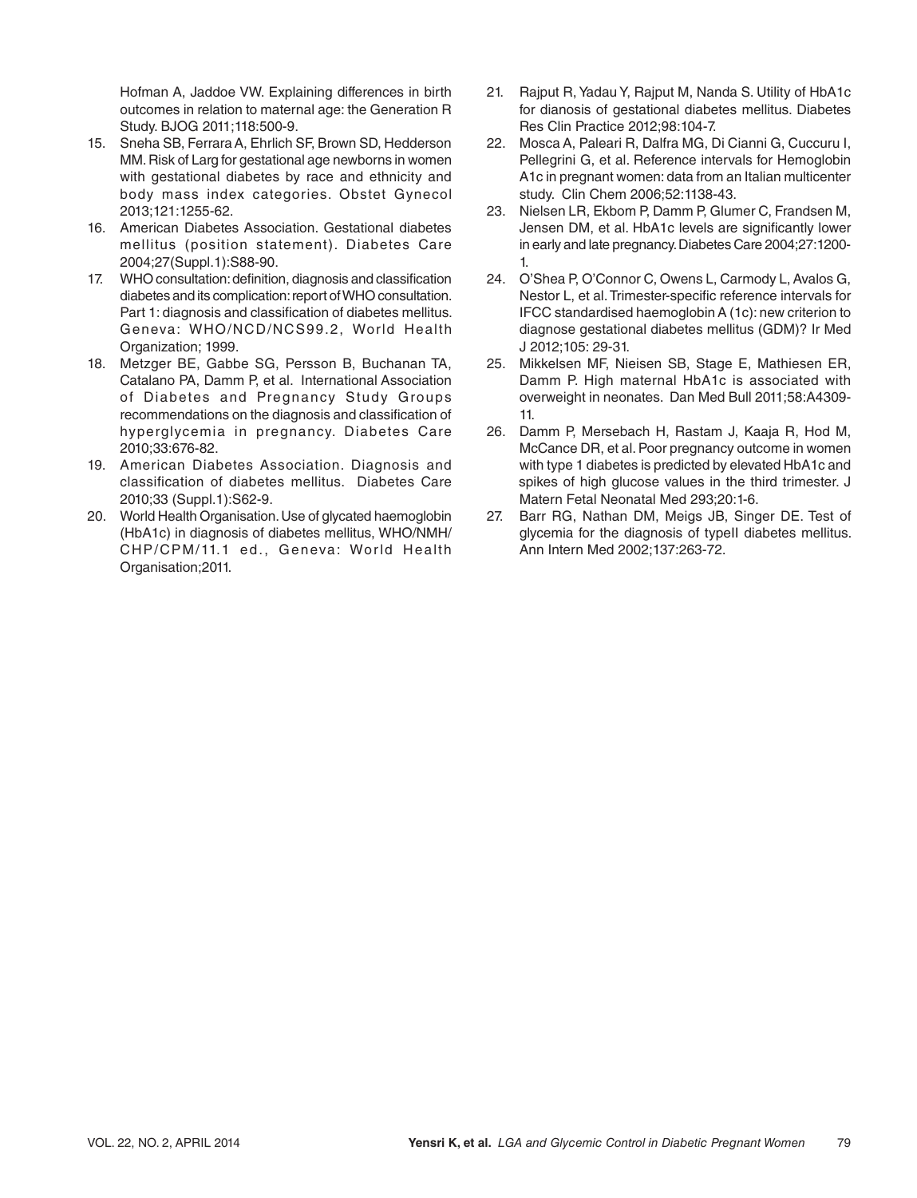Hofman A, Jaddoe VW. Explaining differences in birth outcomes in relation to maternal age: the Generation R Study. BJOG 2011;118:500-9.

15. Sneha SB, Ferrara A, Ehrlich SF, Brown SD, Hedderson MM. Risk of Larg for gestational age newborns in women with gestational diabetes by race and ethnicity and body mass index categories. Obstet Gynecol 2013;121:1255-62.
16. American Diabetes Association. Gestational diabetes mellitus (position statement). Diabetes Care 2004;27(Suppl.1):S88-90.
17. WHO consultation: definition, diagnosis and classification diabetes and its complication: report of WHO consultation. Part 1: diagnosis and classification of diabetes mellitus. Geneva: WHO/NCD/NCS99.2, World Health Organization; 1999.
18. Metzger BE, Gabbe SG, Persson B, Buchanan TA, Catalano PA, Damm P, et al. International Association of Diabetes and Pregnancy Study Groups recommendations on the diagnosis and classification of hyperglycemia in pregnancy. Diabetes Care 2010;33:676-82.
19. American Diabetes Association. Diagnosis and classification of diabetes mellitus. Diabetes Care 2010;33 (Suppl.1):S62-9.
20. World Health Organisation. Use of glycated haemoglobin (HbA1c) in diagnosis of diabetes mellitus, WHO/NMH/CHP/CPM/11.1 ed., Geneva: World Health Organisation;2011.
21. Rajput R, Yadau Y, Rajput M, Nanda S. Utility of HbA1c for dianosis of gestational diabetes mellitus. Diabetes Res Clin Practice 2012;98:104-7.
22. Mosca A, Paleari R, Dalfra MG, Di Cianni G, Cuccuru I, Pellegrini G, et al. Reference intervals for Hemoglobin A1c in pregnant women: data from an Italian multicenter study. Clin Chem 2006;52:1138-43.
23. Nielsen LR, Ekbom P, Damm P, Glumer C, Frandsen M, Jensen DM, et al. HbA1c levels are significantly lower in early and late pregnancy. Diabetes Care 2004;27:1200-1.
24. O'Shea P, O'Connor C, Owens L, Carmody L, Avalos G, Nestor L, et al. Trimester-specific reference intervals for IFCC standardised haemoglobin A (1c): new criterion to diagnose gestational diabetes mellitus (GDM)? Ir Med J 2012;105: 29-31.
25. Mikkelsen MF, Nieisen SB, Stage E, Mathiesen ER, Damm P. High maternal HbA1c is associated with overweight in neonates. Dan Med Bull 2011;58:A4309-11.
26. Damm P, Mersebach H, Rastam J, Kaaja R, Hod M, McCance DR, et al. Poor pregnancy outcome in women with type 1 diabetes is predicted by elevated HbA1c and spikes of high glucose values in the third trimester. J Matern Fetal Neonatal Med 293;20:1-6.
27. Barr RG, Nathan DM, Meigs JB, Singer DE. Test of glycemia for the diagnosis of typeII diabetes mellitus. Ann Intern Med 2002;137:263-72.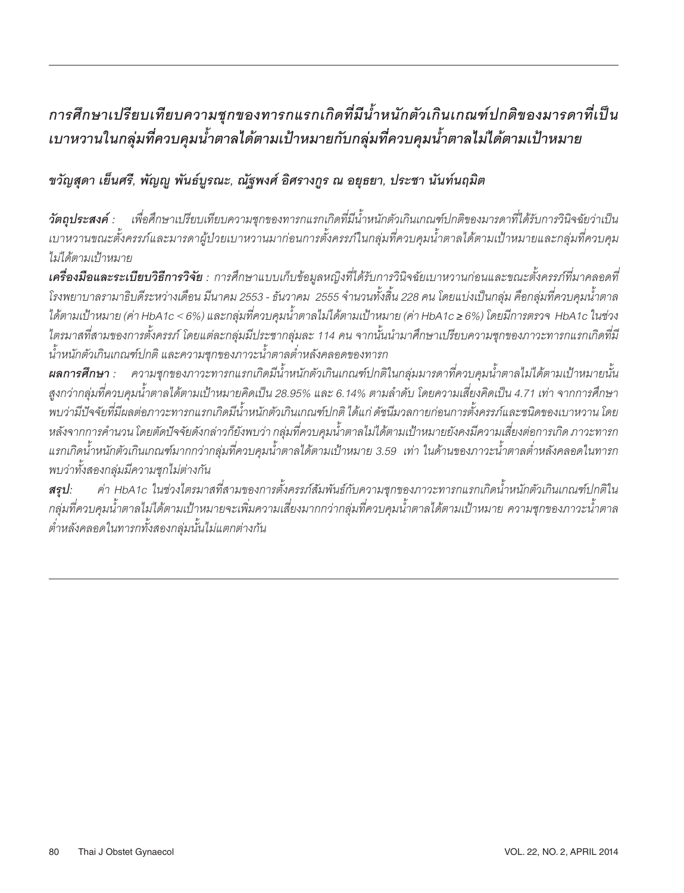# การศึกษาเปรียบเทียบความชุกของทารกแรกเกิดที่มีน้ำหนักตัวเกินเกณฑ์ปกติของมารดาที่เป็นเบาหวานในกลุ่มที่ควบคุมน้ำตาลได้ตามเป้าหมายกับกลุ่มที่ควบคุมน้ำตาลไม่ได้ตามเป้าหมาย

*ขวัญสุดา เย็นศรี, พัญญู พันธ์บูรณะ, ณัฐพงศ์ อิศรางกูร ณ อยุธยา, ประชา นันท์นฤมิต*

***วัตถุประสงค์*** : *เพื่อศึกษาเปรียบเทียบความชุกของทารกแรกเกิดที่มีน้ำหนักตัวเกินเกณฑ์ปกติของมารดาที่ได้รับการวินิจฉัยว่าเป็นเบาหวานขณะตั้งครรภ์และมารดาผู้ป่วยเบาหวานมาก่อนการตั้งครรภ์ในกลุ่มที่ควบคุมน้ำตาลได้ตามเป้าหมายและกลุ่มที่ควบคุมไม่ได้ตามเป้าหมาย*

***เครื่องมือและระเบียบวิธีการวิจัย*** : *การศึกษาแบบเก็บข้อมูลหญิงที่ได้รับการวินิจฉัยเบาหวานก่อนและขณะตั้งครรภ์ที่มาคลอดที่โรงพยาบาลรามาธิบดีระหว่างเดือน มีนาคม 2553 - ธันวาคม 2555 จำนวนทั้งสิ้น 228 คน โดยแบ่งเป็นกลุ่ม คือกลุ่มที่ควบคุมน้ำตาลได้ตามเป้าหมาย (ค่า HbA1c < 6%) และกลุ่มที่ควบคุมน้ำตาลไม่ได้ตามเป้าหมาย (ค่า HbA1c ≥ 6%) โดยมีการตรวจ HbA1c ในช่วงไตรมาสที่สามของการตั้งครรภ์ โดยแต่ละกลุ่มมีประชากลุ่มละ 114 คน จากนั้นนำมาศึกษาเปรียบความชุกของภาวะทารกแรกเกิดที่มีน้ำหนักตัวเกินเกณฑ์ปกติ และความชุกของภาวะน้ำตาลต่ำหลังคลอดของทารก*

***ผลการศึกษา*** : *ความชุกของภาวะทารกแรกเกิดมีน้ำหนักตัวเกินเกณฑ์ปกติในกลุ่มมารดาที่ควบคุมน้ำตาลไม่ได้ตามเป้าหมายนั้นสูงกว่ากลุ่มที่ควบคุมน้ำตาลได้ตามเป้าหมายคิดเป็น 28.95% และ 6.14% ตามลำดับ โดยความเสี่ยงคิดเป็น 4.71 เท่า จากการศึกษาพบว่ามีปัจจัยที่มีผลต่อภาวะทารกแรกเกิดมีน้ำหนักตัวเกินเกณฑ์ปกติ ได้แก่ ดัชนีมวลกายก่อนการตั้งครรภ์และชนิดของเบาหวาน โดยหลังจากการคำนวน โดยตัดปัจจัยดังกล่าวก็ยังพบว่า กลุ่มที่ควบคุมน้ำตาลไม่ได้ตามเป้าหมายยังคงมีความเสี่ยงต่อการเกิด ภาวะทารกแรกเกิดน้ำหนักตัวเกินเกณฑ์มากกว่ากลุ่มที่ควบคุมน้ำตาลได้ตามเป้าหมาย 3.59 เท่า ในด้านของภาวะน้ำตาลต่ำหลังคลอดในทารกพบว่าทั้งสองกลุ่มมีความชุกไม่ต่างกัน*

***สรุป***: *ค่า HbA1c ในช่วงไตรมาสที่สามของการตั้งครรภ์สัมพันธ์กับความชุกของภาวะทารกแรกเกิดน้ำหนักตัวเกินเกณฑ์ปกติในกลุ่มที่ควบคุมน้ำตาลไม่ได้ตามเป้าหมายจะเพิ่มความเสี่ยงมากกว่ากลุ่มที่ควบคุมน้ำตาลได้ตามเป้าหมาย ความชุกของภาวะน้ำตาลต่ำหลังคลอดในทารกทั้งสองกลุ่มนั้นไม่แตกต่างกัน*